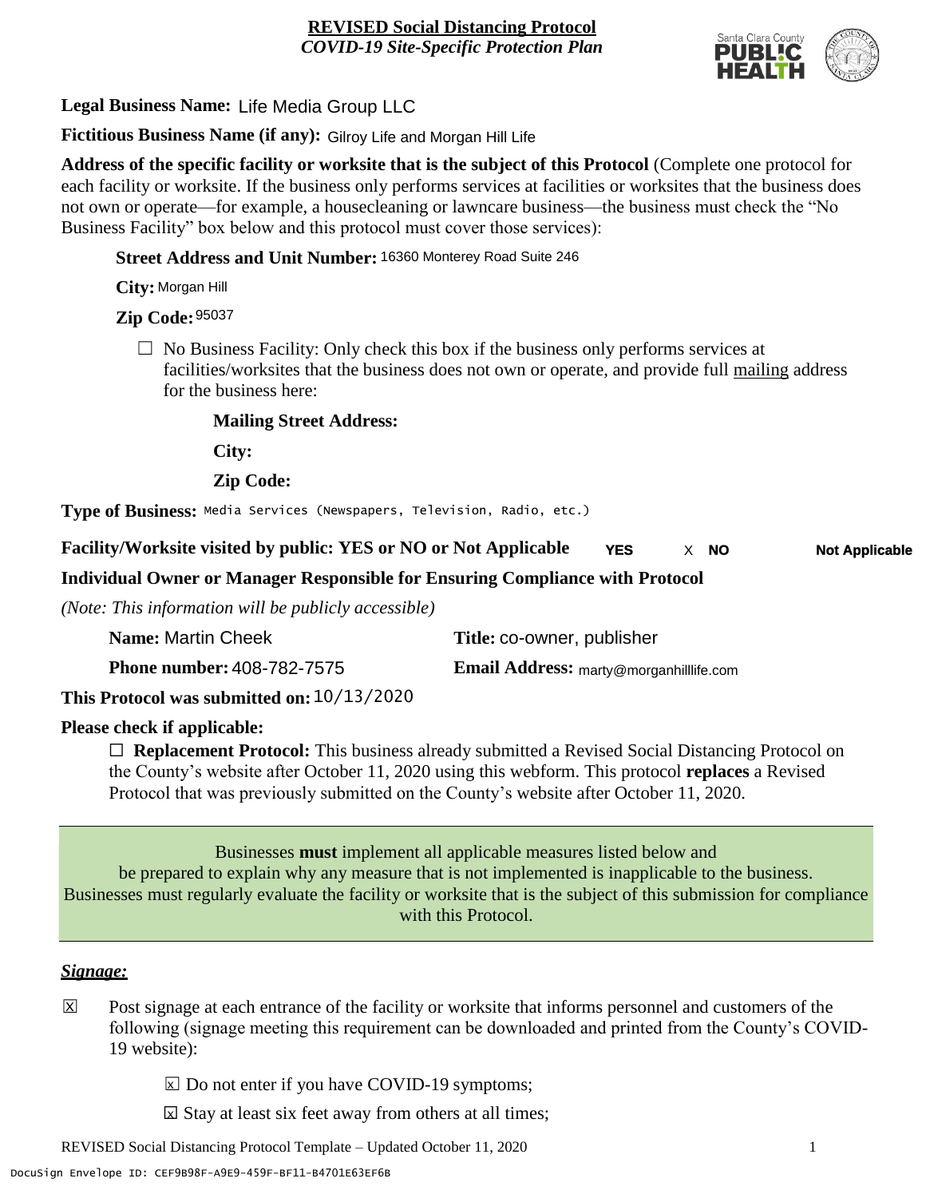**REVISED Social Distancing Protocol**
*COVID-19 Site-Specific Protection Plan*

**Legal Business Name:** Life Media Group LLC

**Fictitious Business Name (if any):** Gilroy Life and Morgan Hill Life

**Address of the specific facility or worksite that is the subject of this Protocol** (Complete one protocol for each facility or worksite. If the business only performs services at facilities or worksites that the business does not own or operate—for example, a housecleaning or lawncare business—the business must check the "No Business Facility" box below and this protocol must cover those services):

**Street Address and Unit Number:** 16360 Monterey Road Suite 246

**City:** Morgan Hill

**Zip Code:** 95037

☐ No Business Facility: Only check this box if the business only performs services at facilities/worksites that the business does not own or operate, and provide full mailing address for the business here:

**Mailing Street Address:**

**City:**

**Zip Code:**

**Type of Business:** Media Services (Newspapers, Television, Radio, etc.)

**Facility/Worksite visited by public: YES or NO or Not Applicable** **YES** X **NO** **Not Applicable**

**Individual Owner or Manager Responsible for Ensuring Compliance with Protocol**

*(Note: This information will be publicly accessible)*

**Name:** Martin Cheek **Title:** co-owner, publisher

**Phone number:** 408-782-7575 **Email Address:** marty@morganhilllife.com

**This Protocol was submitted on:** 10/13/2020

**Please check if applicable:**

☐ **Replacement Protocol:** This business already submitted a Revised Social Distancing Protocol on the County's website after October 11, 2020 using this webform. This protocol **replaces** a Revised Protocol that was previously submitted on the County's website after October 11, 2020.

Businesses **must** implement all applicable measures listed below and be prepared to explain why any measure that is not implemented is inapplicable to the business. Businesses must regularly evaluate the facility or worksite that is the subject of this submission for compliance with this Protocol.

## *Signage:*

☒ Post signage at each entrance of the facility or worksite that informs personnel and customers of the following (signage meeting this requirement can be downloaded and printed from the County's COVID-19 website):

☒ Do not enter if you have COVID-19 symptoms;

☒ Stay at least six feet away from others at all times;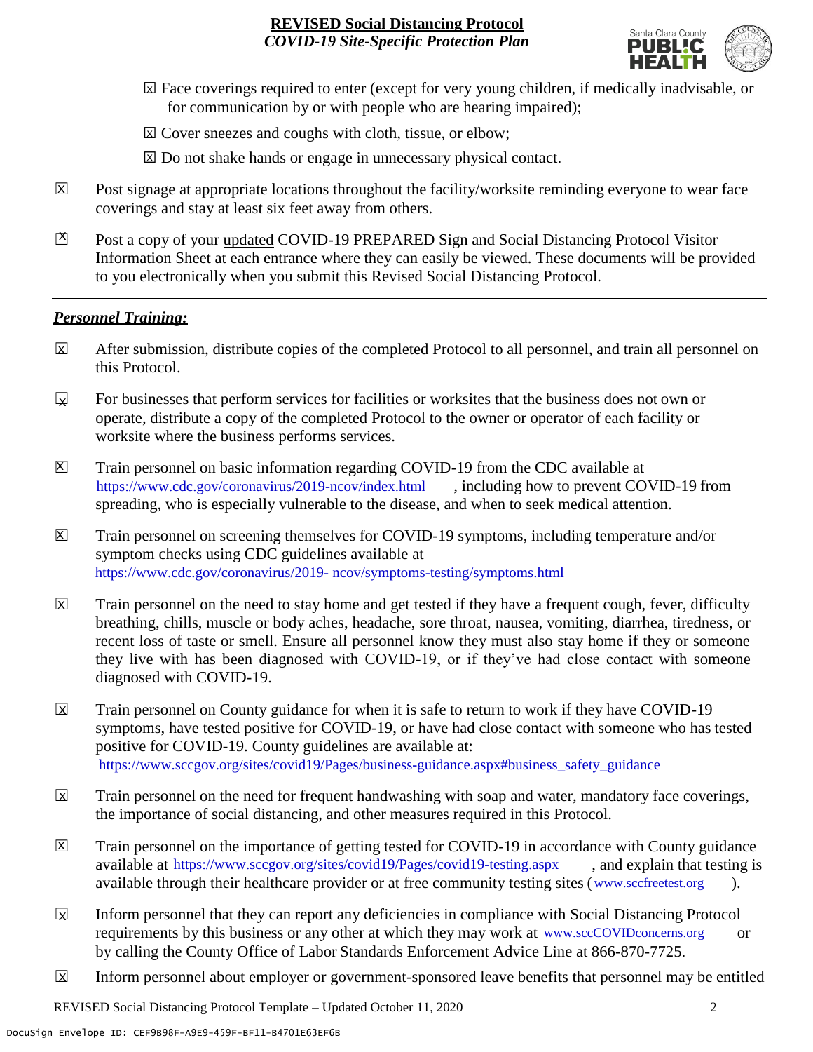- ☒ Face coverings required to enter (except for very young children, if medically inadvisable, or for communication by or with people who are hearing impaired);
- ☒ Cover sneezes and coughs with cloth, tissue, or elbow;
- ☒ Do not shake hands or engage in unnecessary physical contact.

☒ Post signage at appropriate locations throughout the facility/worksite reminding everyone to wear face coverings and stay at least six feet away from others.

☒ Post a copy of your updated COVID-19 PREPARED Sign and Social Distancing Protocol Visitor Information Sheet at each entrance where they can easily be viewed. These documents will be provided to you electronically when you submit this Revised Social Distancing Protocol.

---

***Personnel Training:***

☒ After submission, distribute copies of the completed Protocol to all personnel, and train all personnel on this Protocol.

☒ For businesses that perform services for facilities or worksites that the business does not own or operate, distribute a copy of the completed Protocol to the owner or operator of each facility or worksite where the business performs services.

☒ Train personnel on basic information regarding COVID-19 from the CDC available at https://www.cdc.gov/coronavirus/2019-ncov/index.html, including how to prevent COVID-19 from spreading, who is especially vulnerable to the disease, and when to seek medical attention.

☒ Train personnel on screening themselves for COVID-19 symptoms, including temperature and/or symptom checks using CDC guidelines available at https://www.cdc.gov/coronavirus/2019- ncov/symptoms-testing/symptoms.html

☒ Train personnel on the need to stay home and get tested if they have a frequent cough, fever, difficulty breathing, chills, muscle or body aches, headache, sore throat, nausea, vomiting, diarrhea, tiredness, or recent loss of taste or smell. Ensure all personnel know they must also stay home if they or someone they live with has been diagnosed with COVID-19, or if they've had close contact with someone diagnosed with COVID-19.

☒ Train personnel on County guidance for when it is safe to return to work if they have COVID-19 symptoms, have tested positive for COVID-19, or have had close contact with someone who has tested positive for COVID-19. County guidelines are available at: https://www.sccgov.org/sites/covid19/Pages/business-guidance.aspx#business_safety_guidance

☒ Train personnel on the need for frequent handwashing with soap and water, mandatory face coverings, the importance of social distancing, and other measures required in this Protocol.

☒ Train personnel on the importance of getting tested for COVID-19 in accordance with County guidance available at https://www.sccgov.org/sites/covid19/Pages/covid19-testing.aspx, and explain that testing is available through their healthcare provider or at free community testing sites (www.sccfreetest.org).

☒ Inform personnel that they can report any deficiencies in compliance with Social Distancing Protocol requirements by this business or any other at which they may work at www.sccCOVIDconcerns.org or by calling the County Office of Labor Standards Enforcement Advice Line at 866-870-7725.

☒ Inform personnel about employer or government-sponsored leave benefits that personnel may be entitled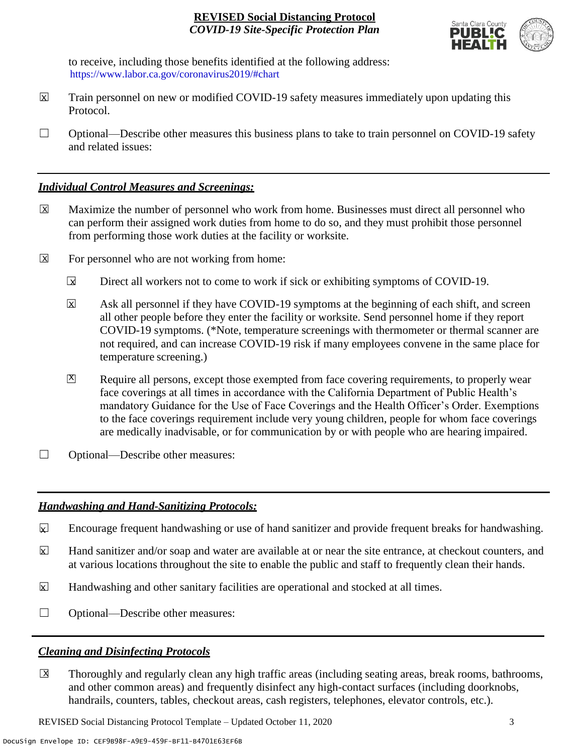to receive, including those benefits identified at the following address: https://www.labor.ca.gov/coronavirus2019/#chart

☒ Train personnel on new or modified COVID-19 safety measures immediately upon updating this Protocol.

☐ Optional—Describe other measures this business plans to take to train personnel on COVID-19 safety and related issues:

---

## *Individual Control Measures and Screenings:*

☒ Maximize the number of personnel who work from home. Businesses must direct all personnel who can perform their assigned work duties from home to do so, and they must prohibit those personnel from performing those work duties at the facility or worksite.

☒ For personnel who are not working from home:

- ☒ Direct all workers not to come to work if sick or exhibiting symptoms of COVID-19.
- ☒ Ask all personnel if they have COVID-19 symptoms at the beginning of each shift, and screen all other people before they enter the facility or worksite. Send personnel home if they report COVID-19 symptoms. (*Note, temperature screenings with thermometer or thermal scanner are not required, and can increase COVID-19 risk if many employees convene in the same place for temperature screening.)
- ☒ Require all persons, except those exempted from face covering requirements, to properly wear face coverings at all times in accordance with the California Department of Public Health's mandatory Guidance for the Use of Face Coverings and the Health Officer's Order. Exemptions to the face coverings requirement include very young children, people for whom face coverings are medically inadvisable, or for communication by or with people who are hearing impaired.

☐ Optional—Describe other measures:

---

## *Handwashing and Hand-Sanitizing Protocols:*

☒ Encourage frequent handwashing or use of hand sanitizer and provide frequent breaks for handwashing.

☒ Hand sanitizer and/or soap and water are available at or near the site entrance, at checkout counters, and at various locations throughout the site to enable the public and staff to frequently clean their hands.

☒ Handwashing and other sanitary facilities are operational and stocked at all times.

☐ Optional—Describe other measures:

---

## *Cleaning and Disinfecting Protocols*

☒ Thoroughly and regularly clean any high traffic areas (including seating areas, break rooms, bathrooms, and other common areas) and frequently disinfect any high-contact surfaces (including doorknobs, handrails, counters, tables, checkout areas, cash registers, telephones, elevator controls, etc.).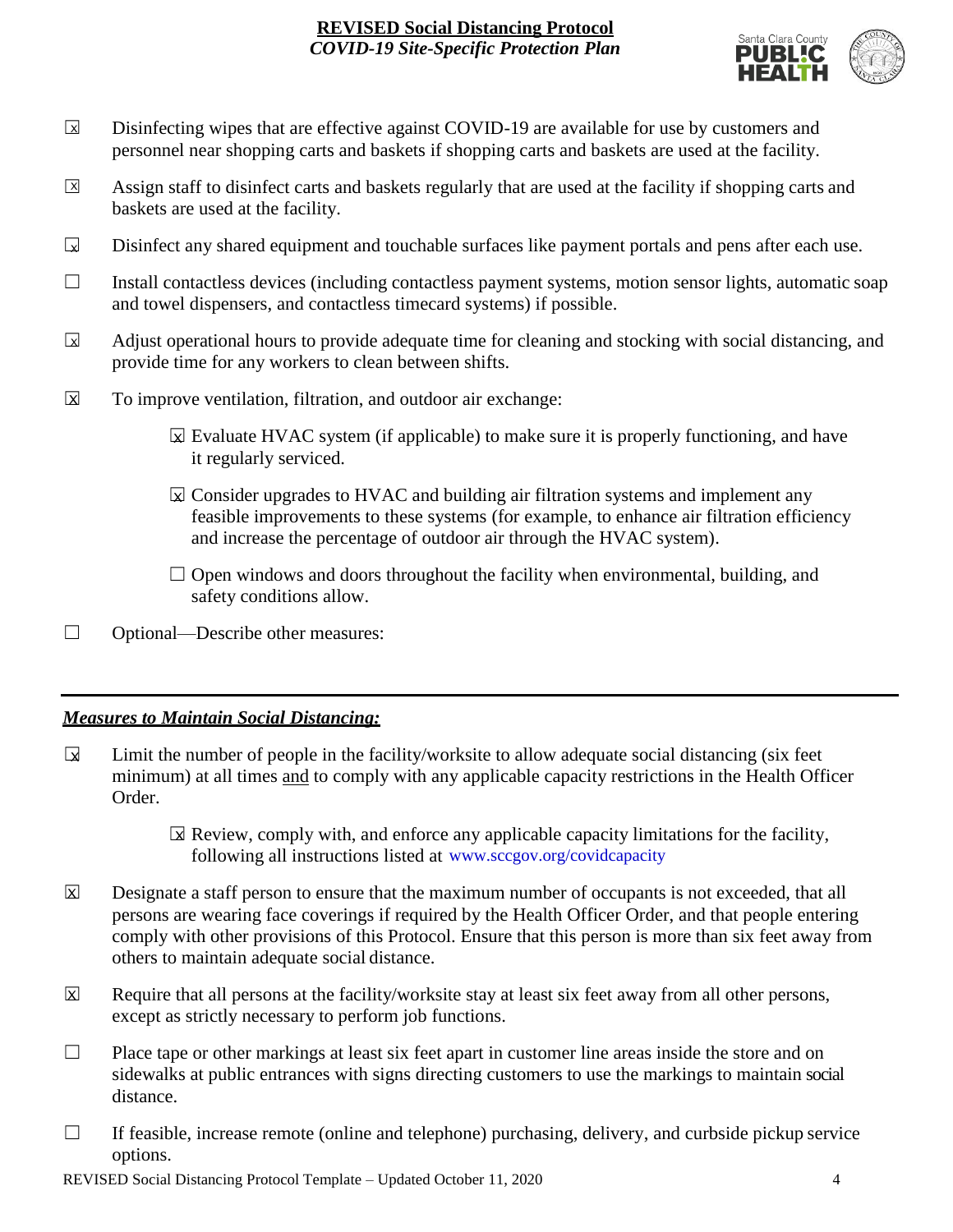- ☒ Disinfecting wipes that are effective against COVID-19 are available for use by customers and personnel near shopping carts and baskets if shopping carts and baskets are used at the facility.
- ☒ Assign staff to disinfect carts and baskets regularly that are used at the facility if shopping carts and baskets are used at the facility.
- ☒ Disinfect any shared equipment and touchable surfaces like payment portals and pens after each use.
- ☐ Install contactless devices (including contactless payment systems, motion sensor lights, automatic soap and towel dispensers, and contactless timecard systems) if possible.
- ☒ Adjust operational hours to provide adequate time for cleaning and stocking with social distancing, and provide time for any workers to clean between shifts.
- ☒ To improve ventilation, filtration, and outdoor air exchange:
  - ☒ Evaluate HVAC system (if applicable) to make sure it is properly functioning, and have it regularly serviced.
  - ☒ Consider upgrades to HVAC and building air filtration systems and implement any feasible improvements to these systems (for example, to enhance air filtration efficiency and increase the percentage of outdoor air through the HVAC system).
  - ☐ Open windows and doors throughout the facility when environmental, building, and safety conditions allow.
- ☐ Optional—Describe other measures:

---

## *Measures to Maintain Social Distancing:*

- ☒ Limit the number of people in the facility/worksite to allow adequate social distancing (six feet minimum) at all times and to comply with any applicable capacity restrictions in the Health Officer Order.
  - ☒ Review, comply with, and enforce any applicable capacity limitations for the facility, following all instructions listed at www.sccgov.org/covidcapacity
- ☒ Designate a staff person to ensure that the maximum number of occupants is not exceeded, that all persons are wearing face coverings if required by the Health Officer Order, and that people entering comply with other provisions of this Protocol. Ensure that this person is more than six feet away from others to maintain adequate social distance.
- ☒ Require that all persons at the facility/worksite stay at least six feet away from all other persons, except as strictly necessary to perform job functions.
- ☐ Place tape or other markings at least six feet apart in customer line areas inside the store and on sidewalks at public entrances with signs directing customers to use the markings to maintain social distance.
- ☐ If feasible, increase remote (online and telephone) purchasing, delivery, and curbside pickup service options.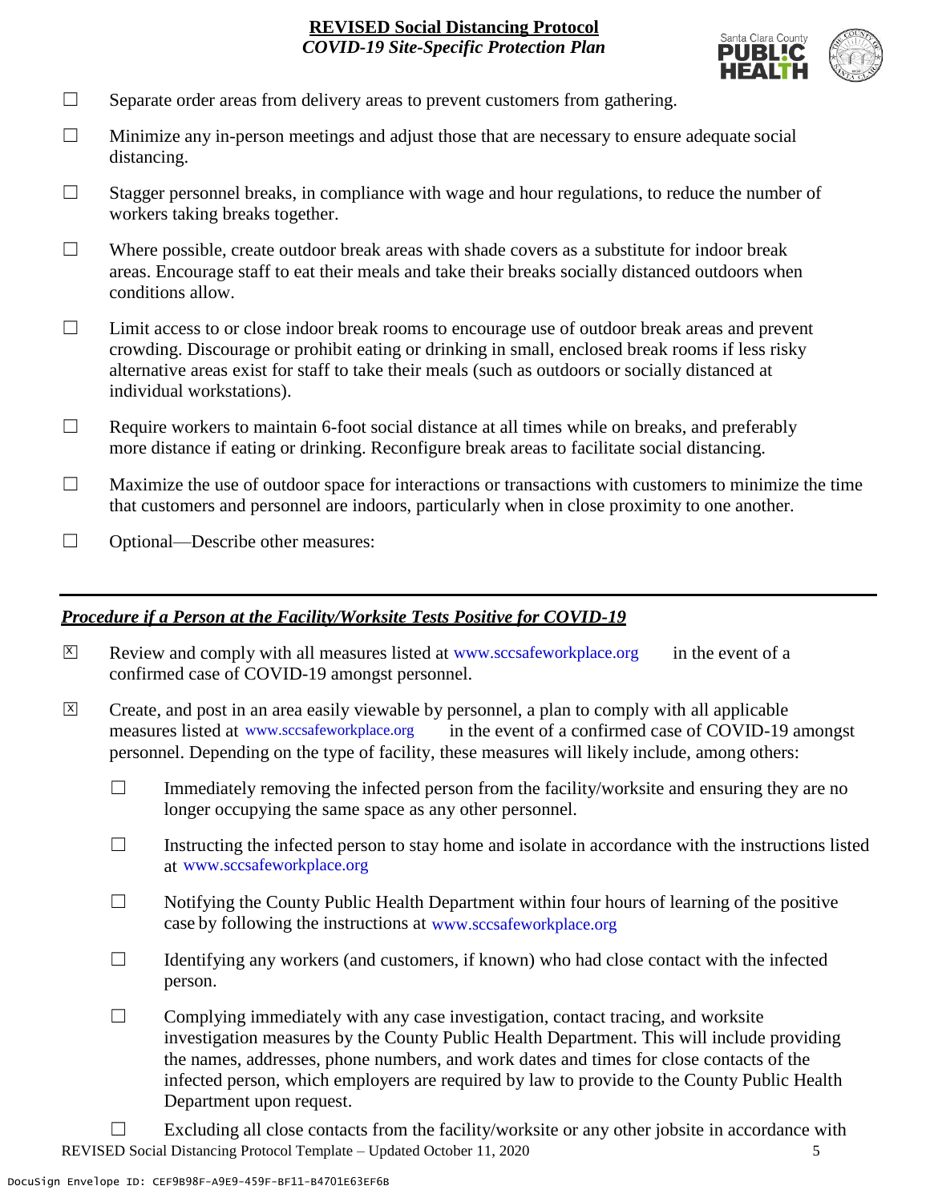☐ Separate order areas from delivery areas to prevent customers from gathering.

☐ Minimize any in-person meetings and adjust those that are necessary to ensure adequate social distancing.

☐ Stagger personnel breaks, in compliance with wage and hour regulations, to reduce the number of workers taking breaks together.

☐ Where possible, create outdoor break areas with shade covers as a substitute for indoor break areas. Encourage staff to eat their meals and take their breaks socially distanced outdoors when conditions allow.

☐ Limit access to or close indoor break rooms to encourage use of outdoor break areas and prevent crowding. Discourage or prohibit eating or drinking in small, enclosed break rooms if less risky alternative areas exist for staff to take their meals (such as outdoors or socially distanced at individual workstations).

☐ Require workers to maintain 6-foot social distance at all times while on breaks, and preferably more distance if eating or drinking. Reconfigure break areas to facilitate social distancing.

☐ Maximize the use of outdoor space for interactions or transactions with customers to minimize the time that customers and personnel are indoors, particularly when in close proximity to one another.

☐ Optional—Describe other measures:

---

***Procedure if a Person at the Facility/Worksite Tests Positive for COVID-19***

☒ Review and comply with all measures listed at www.sccsafeworkplace.org in the event of a confirmed case of COVID-19 amongst personnel.

☒ Create, and post in an area easily viewable by personnel, a plan to comply with all applicable measures listed at www.sccsafeworkplace.org in the event of a confirmed case of COVID-19 amongst personnel. Depending on the type of facility, these measures will likely include, among others:

- ☐ Immediately removing the infected person from the facility/worksite and ensuring they are no longer occupying the same space as any other personnel.
- ☐ Instructing the infected person to stay home and isolate in accordance with the instructions listed at www.sccsafeworkplace.org
- ☐ Notifying the County Public Health Department within four hours of learning of the positive case by following the instructions at www.sccsafeworkplace.org
- ☐ Identifying any workers (and customers, if known) who had close contact with the infected person.
- ☐ Complying immediately with any case investigation, contact tracing, and worksite investigation measures by the County Public Health Department. This will include providing the names, addresses, phone numbers, and work dates and times for close contacts of the infected person, which employers are required by law to provide to the County Public Health Department upon request.
- ☐ Excluding all close contacts from the facility/worksite or any other jobsite in accordance with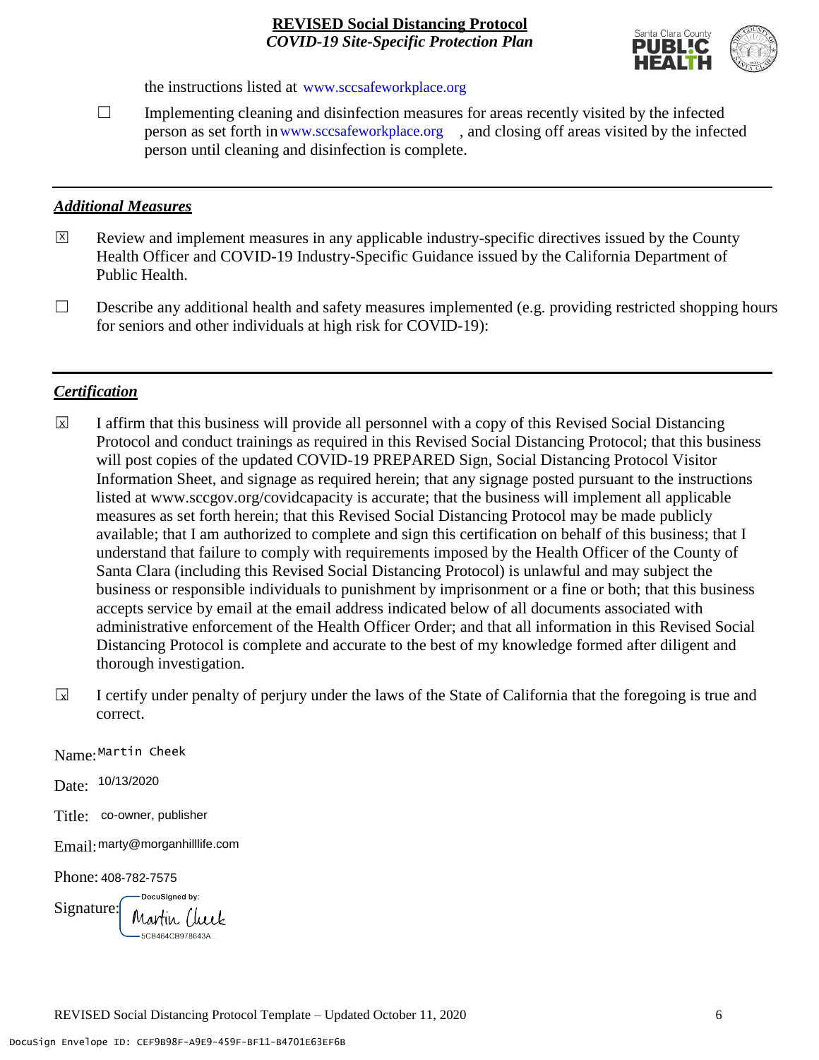the instructions listed at www.sccsafeworkplace.org

☐ Implementing cleaning and disinfection measures for areas recently visited by the infected person as set forth in www.sccsafeworkplace.org , and closing off areas visited by the infected person until cleaning and disinfection is complete.

---

## *Additional Measures*

☒ Review and implement measures in any applicable industry-specific directives issued by the County Health Officer and COVID-19 Industry-Specific Guidance issued by the California Department of Public Health.

☐ Describe any additional health and safety measures implemented (e.g. providing restricted shopping hours for seniors and other individuals at high risk for COVID-19):

---

## *Certification*

☒ I affirm that this business will provide all personnel with a copy of this Revised Social Distancing Protocol and conduct trainings as required in this Revised Social Distancing Protocol; that this business will post copies of the updated COVID-19 PREPARED Sign, Social Distancing Protocol Visitor Information Sheet, and signage as required herein; that any signage posted pursuant to the instructions listed at www.sccgov.org/covidcapacity is accurate; that the business will implement all applicable measures as set forth herein; that this Revised Social Distancing Protocol may be made publicly available; that I am authorized to complete and sign this certification on behalf of this business; that I understand that failure to comply with requirements imposed by the Health Officer of the County of Santa Clara (including this Revised Social Distancing Protocol) is unlawful and may subject the business or responsible individuals to punishment by imprisonment or a fine or both; that this business accepts service by email at the email address indicated below of all documents associated with administrative enforcement of the Health Officer Order; and that all information in this Revised Social Distancing Protocol is complete and accurate to the best of my knowledge formed after diligent and thorough investigation.

☒ I certify under penalty of perjury under the laws of the State of California that the foregoing is true and correct.

Name: Martin Cheek

Date: 10/13/2020

Title: co-owner, publisher

Email: marty@morganhilllife.com

Phone: 408-782-7575

Signature: DocuSigned by: Martin Cheek 5CB464CB978643A...